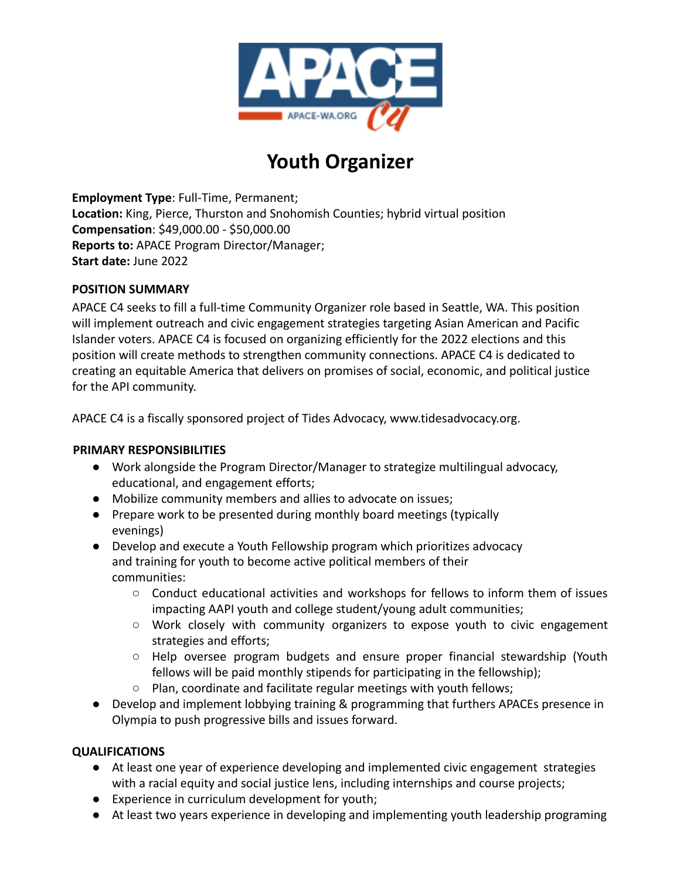# Youth Organizer

**Employment Type**: Full-Time, Permanent;
**Location:** King, Pierce, Thurston and Snohomish Counties; hybrid virtual position
**Compensation**: $49,000.00 - $50,000.00
**Reports to:** APACE Program Director/Manager;
**Start date:** June 2022

**POSITION SUMMARY**

APACE C4 seeks to fill a full-time Community Organizer role based in Seattle, WA. This position will implement outreach and civic engagement strategies targeting Asian American and Pacific Islander voters. APACE C4 is focused on organizing efficiently for the 2022 elections and this position will create methods to strengthen community connections. APACE C4 is dedicated to creating an equitable America that delivers on promises of social, economic, and political justice for the API community.

APACE C4 is a fiscally sponsored project of Tides Advocacy, www.tidesadvocacy.org.

**PRIMARY RESPONSIBILITIES**

- Work alongside the Program Director/Manager to strategize multilingual advocacy, educational, and engagement efforts;
- Mobilize community members and allies to advocate on issues;
- Prepare work to be presented during monthly board meetings (typically evenings)
- Develop and execute a Youth Fellowship program which prioritizes advocacy and training for youth to become active political members of their communities:
  - Conduct educational activities and workshops for fellows to inform them of issues impacting AAPI youth and college student/young adult communities;
  - Work closely with community organizers to expose youth to civic engagement strategies and efforts;
  - Help oversee program budgets and ensure proper financial stewardship (Youth fellows will be paid monthly stipends for participating in the fellowship);
  - Plan, coordinate and facilitate regular meetings with youth fellows;
- Develop and implement lobbying training & programming that furthers APACEs presence in Olympia to push progressive bills and issues forward.

**QUALIFICATIONS**

- At least one year of experience developing and implemented civic engagement strategies with a racial equity and social justice lens, including internships and course projects;
- Experience in curriculum development for youth;
- At least two years experience in developing and implementing youth leadership programing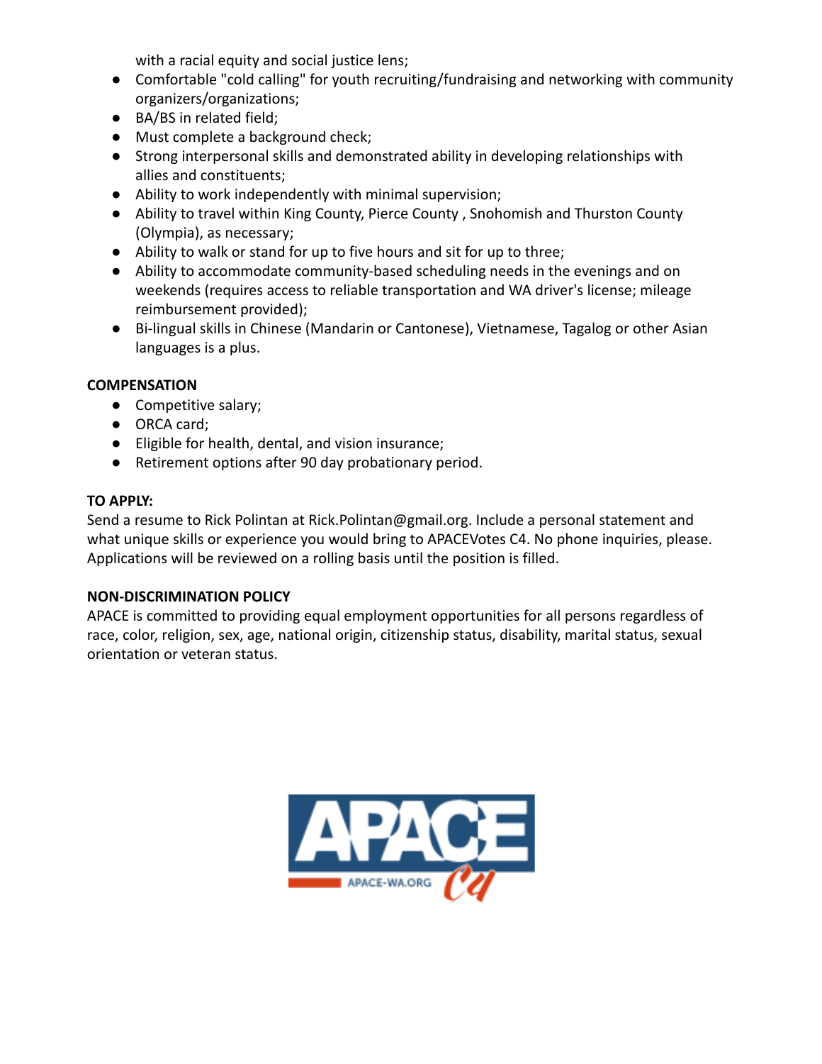with a racial equity and social justice lens;

- Comfortable "cold calling" for youth recruiting/fundraising and networking with community organizers/organizations;
- BA/BS in related field;
- Must complete a background check;
- Strong interpersonal skills and demonstrated ability in developing relationships with allies and constituents;
- Ability to work independently with minimal supervision;
- Ability to travel within King County, Pierce County , Snohomish and Thurston County (Olympia), as necessary;
- Ability to walk or stand for up to five hours and sit for up to three;
- Ability to accommodate community-based scheduling needs in the evenings and on weekends (requires access to reliable transportation and WA driver's license; mileage reimbursement provided);
- Bi-lingual skills in Chinese (Mandarin or Cantonese), Vietnamese, Tagalog or other Asian languages is a plus.

**COMPENSATION**

- Competitive salary;
- ORCA card;
- Eligible for health, dental, and vision insurance;
- Retirement options after 90 day probationary period.

**TO APPLY:**

Send a resume to Rick Polintan at Rick.Polintan@gmail.org. Include a personal statement and what unique skills or experience you would bring to APACEVotes C4. No phone inquiries, please. Applications will be reviewed on a rolling basis until the position is filled.

**NON-DISCRIMINATION POLICY**

APACE is committed to providing equal employment opportunities for all persons regardless of race, color, religion, sex, age, national origin, citizenship status, disability, marital status, sexual orientation or veteran status.

APACE
APACE-WA.ORG C4